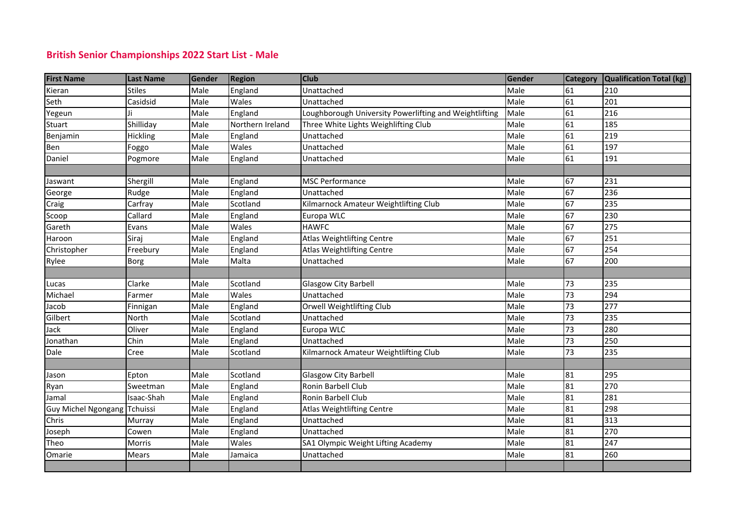## British Senior Championships 2022 Start List - Male

| First Name | Last Name | Gender | Region | Club | Gender | Category | Qualification Total (kg) |
|---|---|---|---|---|---|---|---|
| Kieran | Stiles | Male | England | Unattached | Male | 61 | 210 |
| Seth | Casidsid | Male | Wales | Unattached | Male | 61 | 201 |
| Yegeun | Ji | Male | England | Loughborough University Powerlifting and Weightlifting | Male | 61 | 216 |
| Stuart | Shilliday | Male | Northern Ireland | Three White Lights Weighlifting Club | Male | 61 | 185 |
| Benjamin | Hickling | Male | England | Unattached | Male | 61 | 219 |
| Ben | Foggo | Male | Wales | Unattached | Male | 61 | 197 |
| Daniel | Pogmore | Male | England | Unattached | Male | 61 | 191 |
| | | | | | | | |
| Jaswant | Shergill | Male | England | MSC Performance | Male | 67 | 231 |
| George | Rudge | Male | England | Unattached | Male | 67 | 236 |
| Craig | Carfray | Male | Scotland | Kilmarnock Amateur Weightlifting Club | Male | 67 | 235 |
| Scoop | Callard | Male | England | Europa WLC | Male | 67 | 230 |
| Gareth | Evans | Male | Wales | HAWFC | Male | 67 | 275 |
| Haroon | Siraj | Male | England | Atlas Weightlifting Centre | Male | 67 | 251 |
| Christopher | Freebury | Male | England | Atlas Weightlifting Centre | Male | 67 | 254 |
| Rylee | Borg | Male | Malta | Unattached | Male | 67 | 200 |
| | | | | | | | |
| Lucas | Clarke | Male | Scotland | Glasgow City Barbell | Male | 73 | 235 |
| Michael | Farmer | Male | Wales | Unattached | Male | 73 | 294 |
| Jacob | Finnigan | Male | England | Orwell Weightlifting Club | Male | 73 | 277 |
| Gilbert | North | Male | Scotland | Unattached | Male | 73 | 235 |
| Jack | Oliver | Male | England | Europa WLC | Male | 73 | 280 |
| Jonathan | Chin | Male | England | Unattached | Male | 73 | 250 |
| Dale | Cree | Male | Scotland | Kilmarnock Amateur Weightlifting Club | Male | 73 | 235 |
| | | | | | | | |
| Jason | Epton | Male | Scotland | Glasgow City Barbell | Male | 81 | 295 |
| Ryan | Sweetman | Male | England | Ronin Barbell Club | Male | 81 | 270 |
| Jamal | Isaac-Shah | Male | England | Ronin Barbell Club | Male | 81 | 281 |
| Guy Michel Ngongang | Tchuissi | Male | England | Atlas Weightlifting Centre | Male | 81 | 298 |
| Chris | Murray | Male | England | Unattached | Male | 81 | 313 |
| Joseph | Cowen | Male | England | Unattached | Male | 81 | 270 |
| Theo | Morris | Male | Wales | SA1 Olympic Weight Lifting Academy | Male | 81 | 247 |
| Omarie | Mears | Male | Jamaica | Unattached | Male | 81 | 260 |
| | | | | | | | |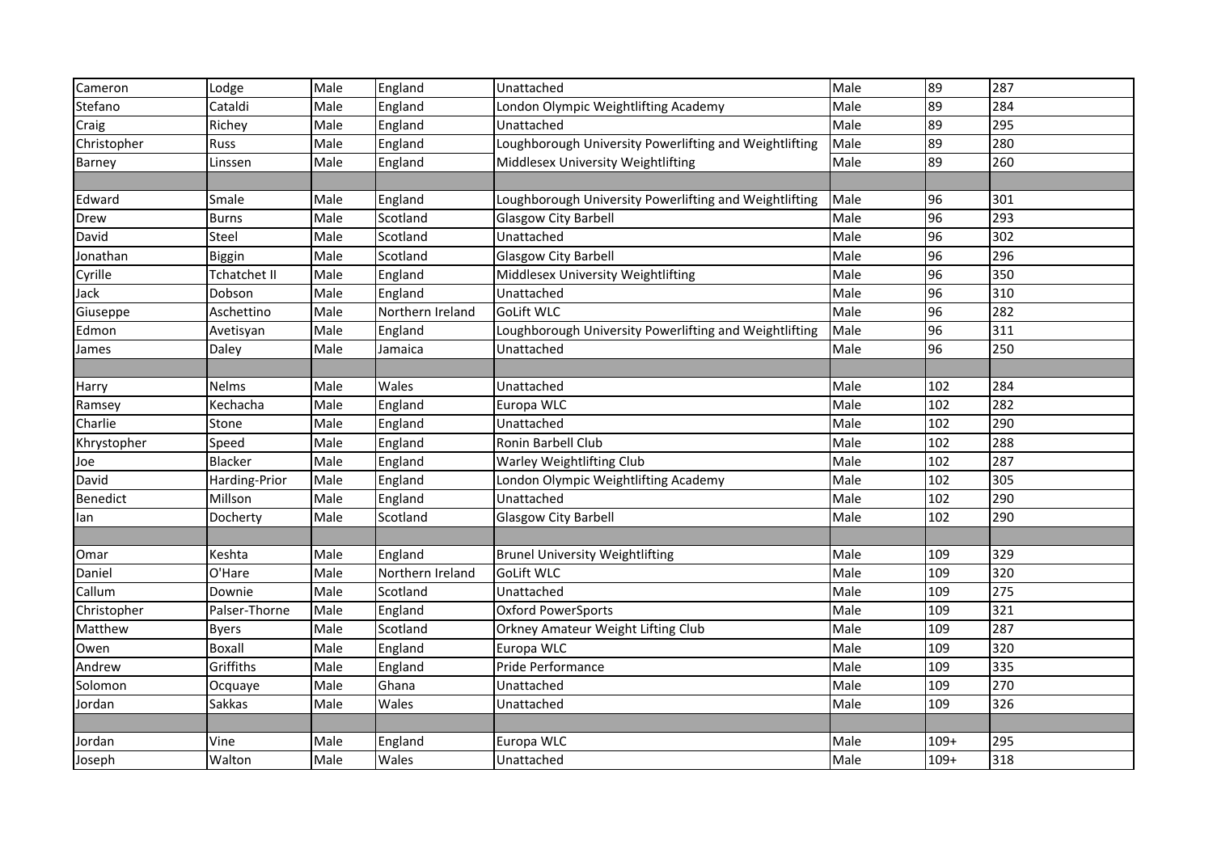| | | | | | | | |
|---|---|---|---|---|---|---|---|
| Cameron | Lodge | Male | England | Unattached | Male | 89 | 287 |
| Stefano | Cataldi | Male | England | London Olympic Weightlifting Academy | Male | 89 | 284 |
| Craig | Richey | Male | England | Unattached | Male | 89 | 295 |
| Christopher | Russ | Male | England | Loughborough University Powerlifting and Weightlifting | Male | 89 | 280 |
| Barney | Linssen | Male | England | Middlesex University Weightlifting | Male | 89 | 260 |
| | | | | | | | |
| Edward | Smale | Male | England | Loughborough University Powerlifting and Weightlifting | Male | 96 | 301 |
| Drew | Burns | Male | Scotland | Glasgow City Barbell | Male | 96 | 293 |
| David | Steel | Male | Scotland | Unattached | Male | 96 | 302 |
| Jonathan | Biggin | Male | Scotland | Glasgow City Barbell | Male | 96 | 296 |
| Cyrille | Tchatchet II | Male | England | Middlesex University Weightlifting | Male | 96 | 350 |
| Jack | Dobson | Male | England | Unattached | Male | 96 | 310 |
| Giuseppe | Aschettino | Male | Northern Ireland | GoLift WLC | Male | 96 | 282 |
| Edmon | Avetisyan | Male | England | Loughborough University Powerlifting and Weightlifting | Male | 96 | 311 |
| James | Daley | Male | Jamaica | Unattached | Male | 96 | 250 |
| | | | | | | | |
| Harry | Nelms | Male | Wales | Unattached | Male | 102 | 284 |
| Ramsey | Kechacha | Male | England | Europa WLC | Male | 102 | 282 |
| Charlie | Stone | Male | England | Unattached | Male | 102 | 290 |
| Khrystopher | Speed | Male | England | Ronin Barbell Club | Male | 102 | 288 |
| Joe | Blacker | Male | England | Warley Weightlifting Club | Male | 102 | 287 |
| David | Harding-Prior | Male | England | London Olympic Weightlifting Academy | Male | 102 | 305 |
| Benedict | Millson | Male | England | Unattached | Male | 102 | 290 |
| Ian | Docherty | Male | Scotland | Glasgow City Barbell | Male | 102 | 290 |
| | | | | | | | |
| Omar | Keshta | Male | England | Brunel University Weightlifting | Male | 109 | 329 |
| Daniel | O'Hare | Male | Northern Ireland | GoLift WLC | Male | 109 | 320 |
| Callum | Downie | Male | Scotland | Unattached | Male | 109 | 275 |
| Christopher | Palser-Thorne | Male | England | Oxford PowerSports | Male | 109 | 321 |
| Matthew | Byers | Male | Scotland | Orkney Amateur Weight Lifting Club | Male | 109 | 287 |
| Owen | Boxall | Male | England | Europa WLC | Male | 109 | 320 |
| Andrew | Griffiths | Male | England | Pride Performance | Male | 109 | 335 |
| Solomon | Ocquaye | Male | Ghana | Unattached | Male | 109 | 270 |
| Jordan | Sakkas | Male | Wales | Unattached | Male | 109 | 326 |
| | | | | | | | |
| Jordan | Vine | Male | England | Europa WLC | Male | 109+ | 295 |
| Joseph | Walton | Male | Wales | Unattached | Male | 109+ | 318 |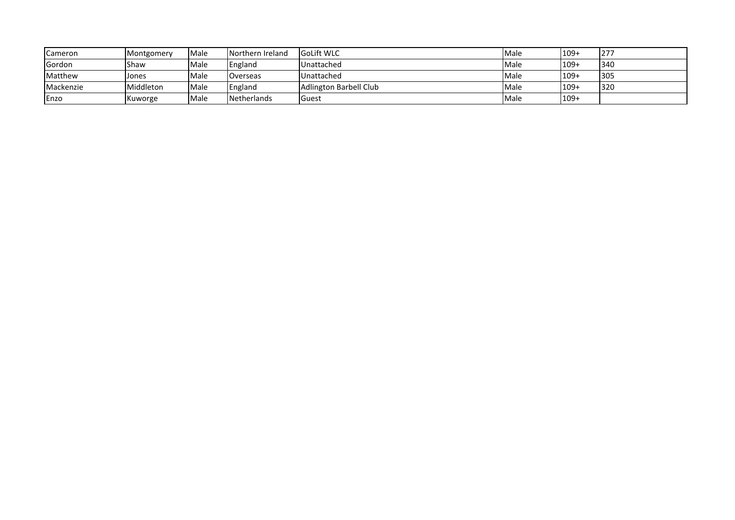| | | | | | | | |
|---|---|---|---|---|---|---|---|
| Cameron | Montgomery | Male | Northern Ireland | GoLift WLC | Male | 109+ | 277 |
| Gordon | Shaw | Male | England | Unattached | Male | 109+ | 340 |
| Matthew | Jones | Male | Overseas | Unattached | Male | 109+ | 305 |
| Mackenzie | Middleton | Male | England | Adlington Barbell Club | Male | 109+ | 320 |
| Enzo | Kuworge | Male | Netherlands | Guest | Male | 109+ | |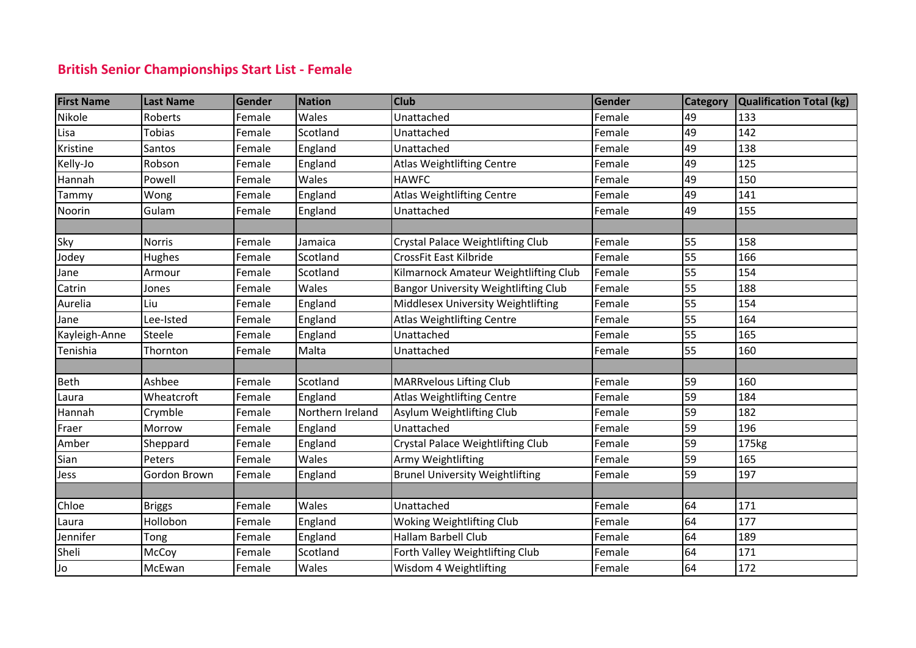## British Senior Championships Start List - Female

| First Name | Last Name | Gender | Nation | Club | Gender | Category | Qualification Total (kg) |
|---|---|---|---|---|---|---|---|
| Nikole | Roberts | Female | Wales | Unattached | Female | 49 | 133 |
| Lisa | Tobias | Female | Scotland | Unattached | Female | 49 | 142 |
| Kristine | Santos | Female | England | Unattached | Female | 49 | 138 |
| Kelly-Jo | Robson | Female | England | Atlas Weightlifting Centre | Female | 49 | 125 |
| Hannah | Powell | Female | Wales | HAWFC | Female | 49 | 150 |
| Tammy | Wong | Female | England | Atlas Weightlifting Centre | Female | 49 | 141 |
| Noorin | Gulam | Female | England | Unattached | Female | 49 | 155 |
| | | | | | | | |
| Sky | Norris | Female | Jamaica | Crystal Palace Weightlifting Club | Female | 55 | 158 |
| Jodey | Hughes | Female | Scotland | CrossFit East Kilbride | Female | 55 | 166 |
| Jane | Armour | Female | Scotland | Kilmarnock Amateur Weightlifting Club | Female | 55 | 154 |
| Catrin | Jones | Female | Wales | Bangor University Weightlifting Club | Female | 55 | 188 |
| Aurelia | Liu | Female | England | Middlesex University Weightlifting | Female | 55 | 154 |
| Jane | Lee-Isted | Female | England | Atlas Weightlifting Centre | Female | 55 | 164 |
| Kayleigh-Anne | Steele | Female | England | Unattached | Female | 55 | 165 |
| Tenishia | Thornton | Female | Malta | Unattached | Female | 55 | 160 |
| | | | | | | | |
| Beth | Ashbee | Female | Scotland | MARRvelous Lifting Club | Female | 59 | 160 |
| Laura | Wheatcroft | Female | England | Atlas Weightlifting Centre | Female | 59 | 184 |
| Hannah | Crymble | Female | Northern Ireland | Asylum Weightlifting Club | Female | 59 | 182 |
| Fraer | Morrow | Female | England | Unattached | Female | 59 | 196 |
| Amber | Sheppard | Female | England | Crystal Palace Weightlifting Club | Female | 59 | 175kg |
| Sian | Peters | Female | Wales | Army Weightlifting | Female | 59 | 165 |
| Jess | Gordon Brown | Female | England | Brunel University Weightlifting | Female | 59 | 197 |
| | | | | | | | |
| Chloe | Briggs | Female | Wales | Unattached | Female | 64 | 171 |
| Laura | Hollobon | Female | England | Woking Weightlifting Club | Female | 64 | 177 |
| Jennifer | Tong | Female | England | Hallam Barbell Club | Female | 64 | 189 |
| Sheli | McCoy | Female | Scotland | Forth Valley Weightlifting Club | Female | 64 | 171 |
| Jo | McEwan | Female | Wales | Wisdom 4 Weightlifting | Female | 64 | 172 |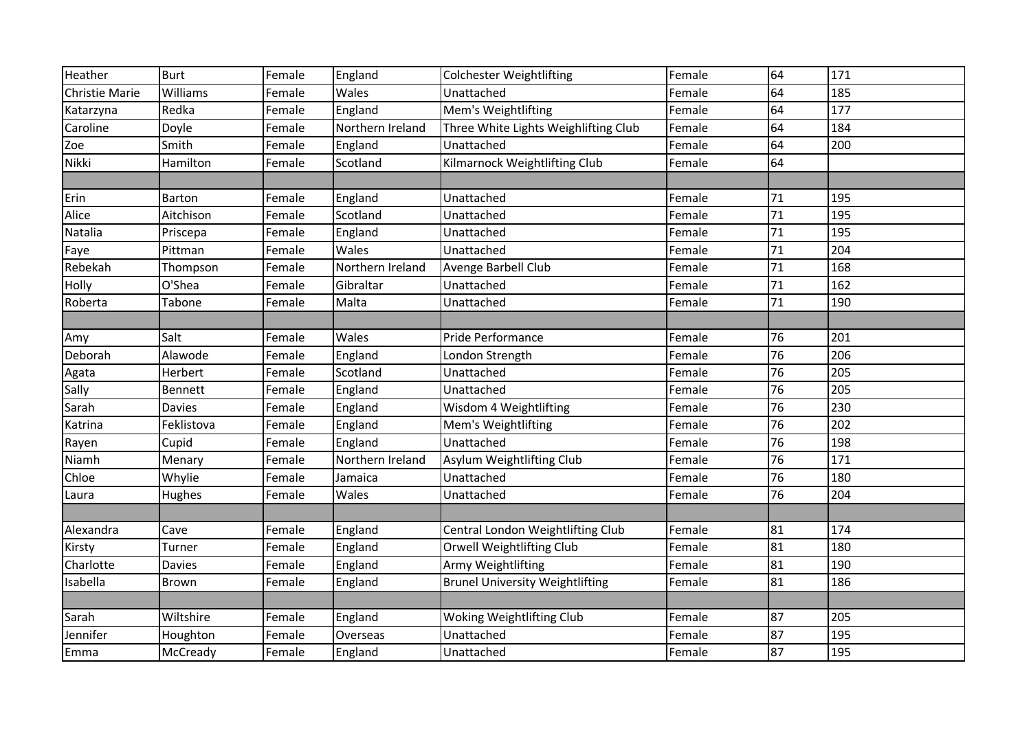| | | | | | | | |
|---|---|---|---|---|---|---|---|
| Heather | Burt | Female | England | Colchester Weightlifting | Female | 64 | 171 |
| Christie Marie | Williams | Female | Wales | Unattached | Female | 64 | 185 |
| Katarzyna | Redka | Female | England | Mem's Weightlifting | Female | 64 | 177 |
| Caroline | Doyle | Female | Northern Ireland | Three White Lights Weighlifting Club | Female | 64 | 184 |
| Zoe | Smith | Female | England | Unattached | Female | 64 | 200 |
| Nikki | Hamilton | Female | Scotland | Kilmarnock Weightlifting Club | Female | 64 | |
| | | | | | | | |
| Erin | Barton | Female | England | Unattached | Female | 71 | 195 |
| Alice | Aitchison | Female | Scotland | Unattached | Female | 71 | 195 |
| Natalia | Priscepa | Female | England | Unattached | Female | 71 | 195 |
| Faye | Pittman | Female | Wales | Unattached | Female | 71 | 204 |
| Rebekah | Thompson | Female | Northern Ireland | Avenge Barbell Club | Female | 71 | 168 |
| Holly | O'Shea | Female | Gibraltar | Unattached | Female | 71 | 162 |
| Roberta | Tabone | Female | Malta | Unattached | Female | 71 | 190 |
| | | | | | | | |
| Amy | Salt | Female | Wales | Pride Performance | Female | 76 | 201 |
| Deborah | Alawode | Female | England | London Strength | Female | 76 | 206 |
| Agata | Herbert | Female | Scotland | Unattached | Female | 76 | 205 |
| Sally | Bennett | Female | England | Unattached | Female | 76 | 205 |
| Sarah | Davies | Female | England | Wisdom 4 Weightlifting | Female | 76 | 230 |
| Katrina | Feklistova | Female | England | Mem's Weightlifting | Female | 76 | 202 |
| Rayen | Cupid | Female | England | Unattached | Female | 76 | 198 |
| Niamh | Menary | Female | Northern Ireland | Asylum Weightlifting Club | Female | 76 | 171 |
| Chloe | Whylie | Female | Jamaica | Unattached | Female | 76 | 180 |
| Laura | Hughes | Female | Wales | Unattached | Female | 76 | 204 |
| | | | | | | | |
| Alexandra | Cave | Female | England | Central London Weightlifting Club | Female | 81 | 174 |
| Kirsty | Turner | Female | England | Orwell Weightlifting Club | Female | 81 | 180 |
| Charlotte | Davies | Female | England | Army Weightlifting | Female | 81 | 190 |
| Isabella | Brown | Female | England | Brunel University Weightlifting | Female | 81 | 186 |
| | | | | | | | |
| Sarah | Wiltshire | Female | England | Woking Weightlifting Club | Female | 87 | 205 |
| Jennifer | Houghton | Female | Overseas | Unattached | Female | 87 | 195 |
| Emma | McCready | Female | England | Unattached | Female | 87 | 195 |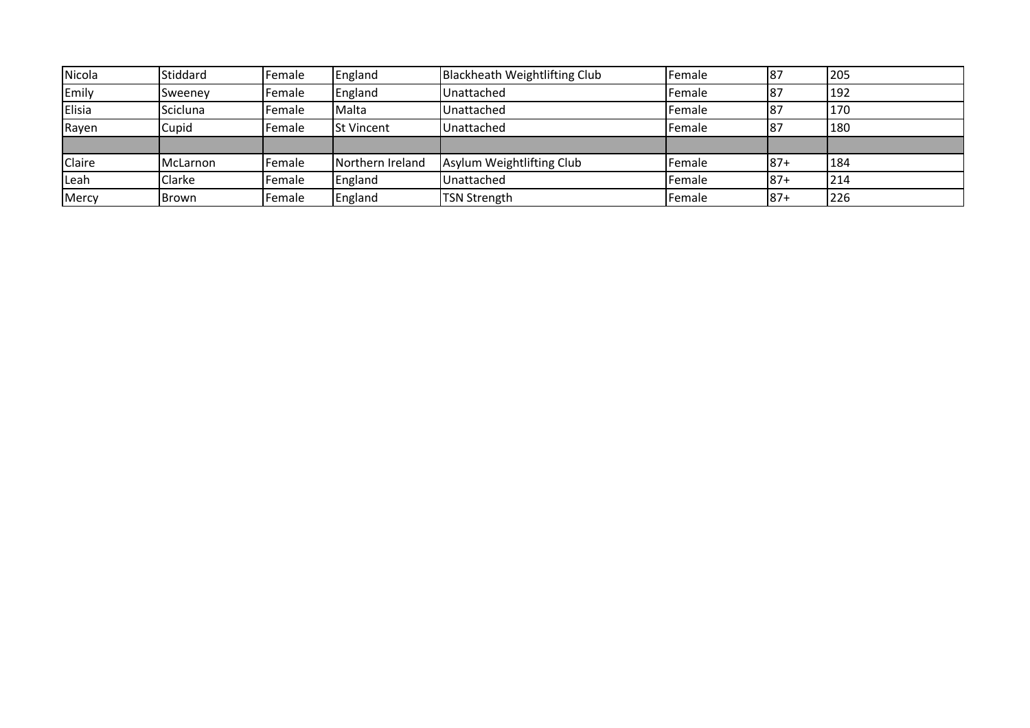| | | | | | | | |
|---|---|---|---|---|---|---|---|
| Nicola | Stiddard | Female | England | Blackheath Weightlifting Club | Female | 87 | 205 |
| Emily | Sweeney | Female | England | Unattached | Female | 87 | 192 |
| Elisia | Scicluna | Female | Malta | Unattached | Female | 87 | 170 |
| Rayen | Cupid | Female | St Vincent | Unattached | Female | 87 | 180 |
| | | | | | | | |
| Claire | McLarnon | Female | Northern Ireland | Asylum Weightlifting Club | Female | 87+ | 184 |
| Leah | Clarke | Female | England | Unattached | Female | 87+ | 214 |
| Mercy | Brown | Female | England | TSN Strength | Female | 87+ | 226 |